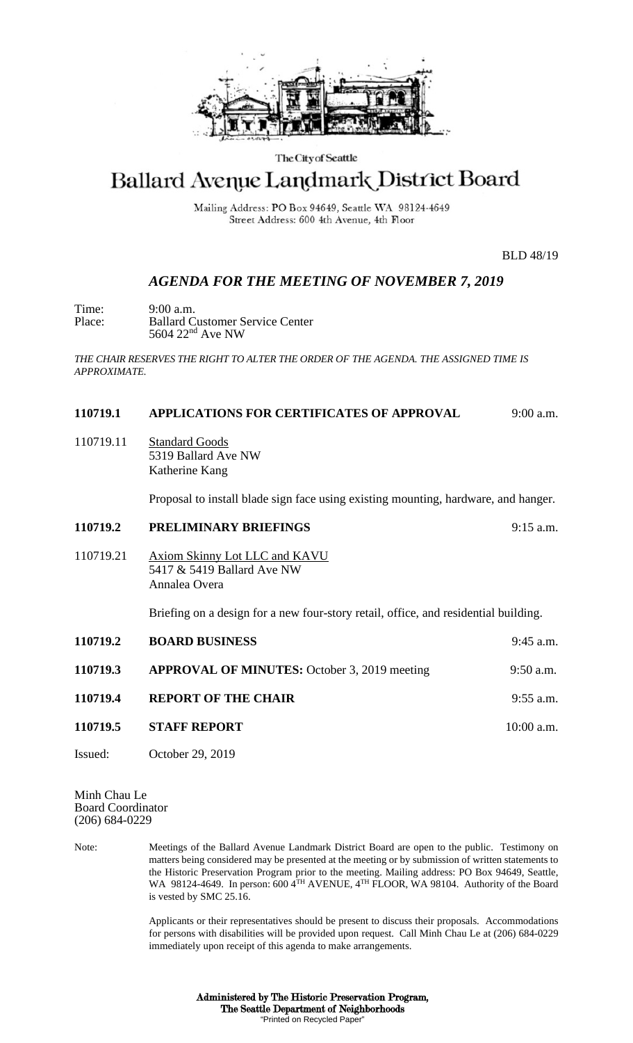The City of Seattle

# Ballard Avenue Landmark District Board

Mailing Address: PO Box 94649, Seattle WA 98124-4649
Street Address: 600 4th Avenue, 4th Floor

BLD 48/19

## *AGENDA FOR THE MEETING OF NOVEMBER 7, 2019*

Time: 9:00 a.m.
Place: Ballard Customer Service Center
5604 22nd Ave NW

*THE CHAIR RESERVES THE RIGHT TO ALTER THE ORDER OF THE AGENDA. THE ASSIGNED TIME IS APPROXIMATE.*

**110719.1 APPLICATIONS FOR CERTIFICATES OF APPROVAL** 9:00 a.m.

110719.11 Standard Goods
5319 Ballard Ave NW
Katherine Kang

Proposal to install blade sign face using existing mounting, hardware, and hanger.

**110719.2 PRELIMINARY BRIEFINGS** 9:15 a.m.

110719.21 Axiom Skinny Lot LLC and KAVU
5417 & 5419 Ballard Ave NW
Annalea Overa

Briefing on a design for a new four-story retail, office, and residential building.

**110719.2 BOARD BUSINESS** 9:45 a.m.

**110719.3 APPROVAL OF MINUTES:** October 3, 2019 meeting 9:50 a.m.

**110719.4 REPORT OF THE CHAIR** 9:55 a.m.

**110719.5 STAFF REPORT** 10:00 a.m.

Issued: October 29, 2019

Minh Chau Le
Board Coordinator
(206) 684-0229

Note: Meetings of the Ballard Avenue Landmark District Board are open to the public. Testimony on matters being considered may be presented at the meeting or by submission of written statements to the Historic Preservation Program prior to the meeting. Mailing address: PO Box 94649, Seattle, WA 98124-4649. In person: 600 4TH AVENUE, 4TH FLOOR, WA 98104. Authority of the Board is vested by SMC 25.16.

Applicants or their representatives should be present to discuss their proposals. Accommodations for persons with disabilities will be provided upon request. Call Minh Chau Le at (206) 684-0229 immediately upon receipt of this agenda to make arrangements.

**Administered by The Historic Preservation Program,**
**The Seattle Department of Neighborhoods**
"Printed on Recycled Paper"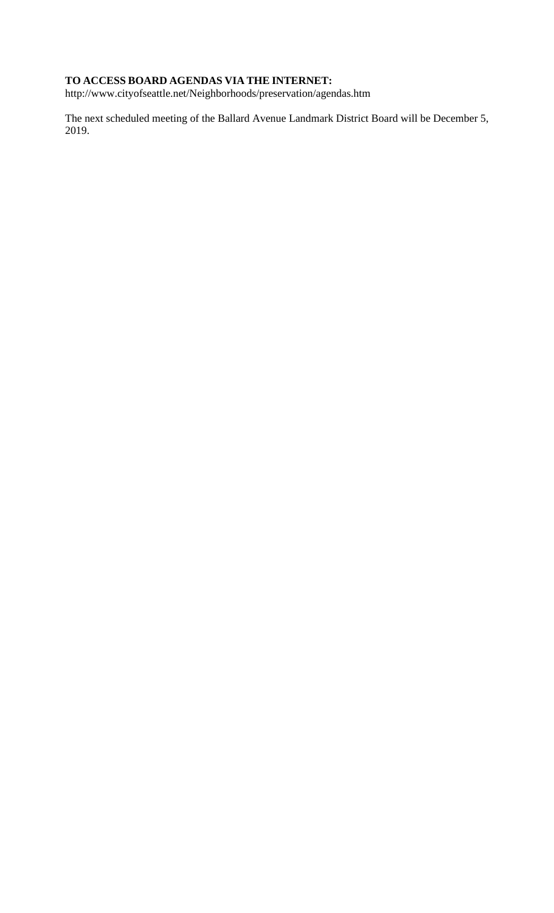**TO ACCESS BOARD AGENDAS VIA THE INTERNET:**
http://www.cityofseattle.net/Neighborhoods/preservation/agendas.htm

The next scheduled meeting of the Ballard Avenue Landmark District Board will be December 5, 2019.